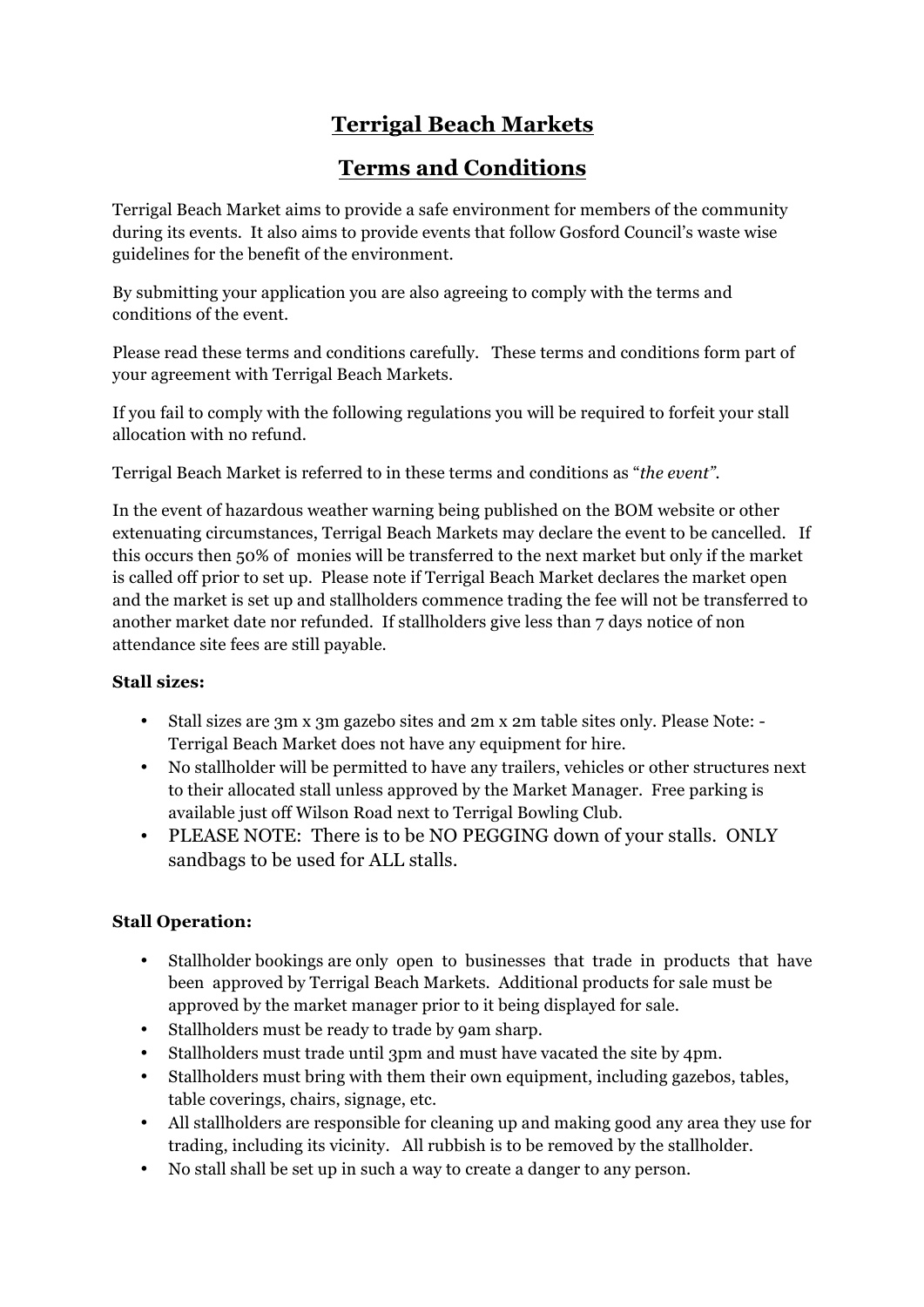# Terrigal Beach Markets

# Terms and Conditions

Terrigal Beach Market aims to provide a safe environment for members of the community during its events. It also aims to provide events that follow Gosford Council's waste wise guidelines for the benefit of the environment.

By submitting your application you are also agreeing to comply with the terms and conditions of the event.

Please read these terms and conditions carefully. These terms and conditions form part of your agreement with Terrigal Beach Markets.

If you fail to comply with the following regulations you will be required to forfeit your stall allocation with no refund.

Terrigal Beach Market is referred to in these terms and conditions as "*the event"*.

In the event of hazardous weather warning being published on the BOM website or other extenuating circumstances, Terrigal Beach Markets may declare the event to be cancelled. If this occurs then 50% of monies will be transferred to the next market but only if the market is called off prior to set up. Please note if Terrigal Beach Market declares the market open and the market is set up and stallholders commence trading the fee will not be transferred to another market date nor refunded. If stallholders give less than 7 days notice of non attendance site fees are still payable.

**Stall sizes:**

- Stall sizes are 3m x 3m gazebo sites and 2m x 2m table sites only. Please Note: - Terrigal Beach Market does not have any equipment for hire.
- No stallholder will be permitted to have any trailers, vehicles or other structures next to their allocated stall unless approved by the Market Manager. Free parking is available just off Wilson Road next to Terrigal Bowling Club.
- PLEASE NOTE: There is to be NO PEGGING down of your stalls. ONLY sandbags to be used for ALL stalls.

**Stall Operation:**

- Stallholder bookings are only open to businesses that trade in products that have been approved by Terrigal Beach Markets. Additional products for sale must be approved by the market manager prior to it being displayed for sale.
- Stallholders must be ready to trade by 9am sharp.
- Stallholders must trade until 3pm and must have vacated the site by 4pm.
- Stallholders must bring with them their own equipment, including gazebos, tables, table coverings, chairs, signage, etc.
- All stallholders are responsible for cleaning up and making good any area they use for trading, including its vicinity. All rubbish is to be removed by the stallholder.
- No stall shall be set up in such a way to create a danger to any person.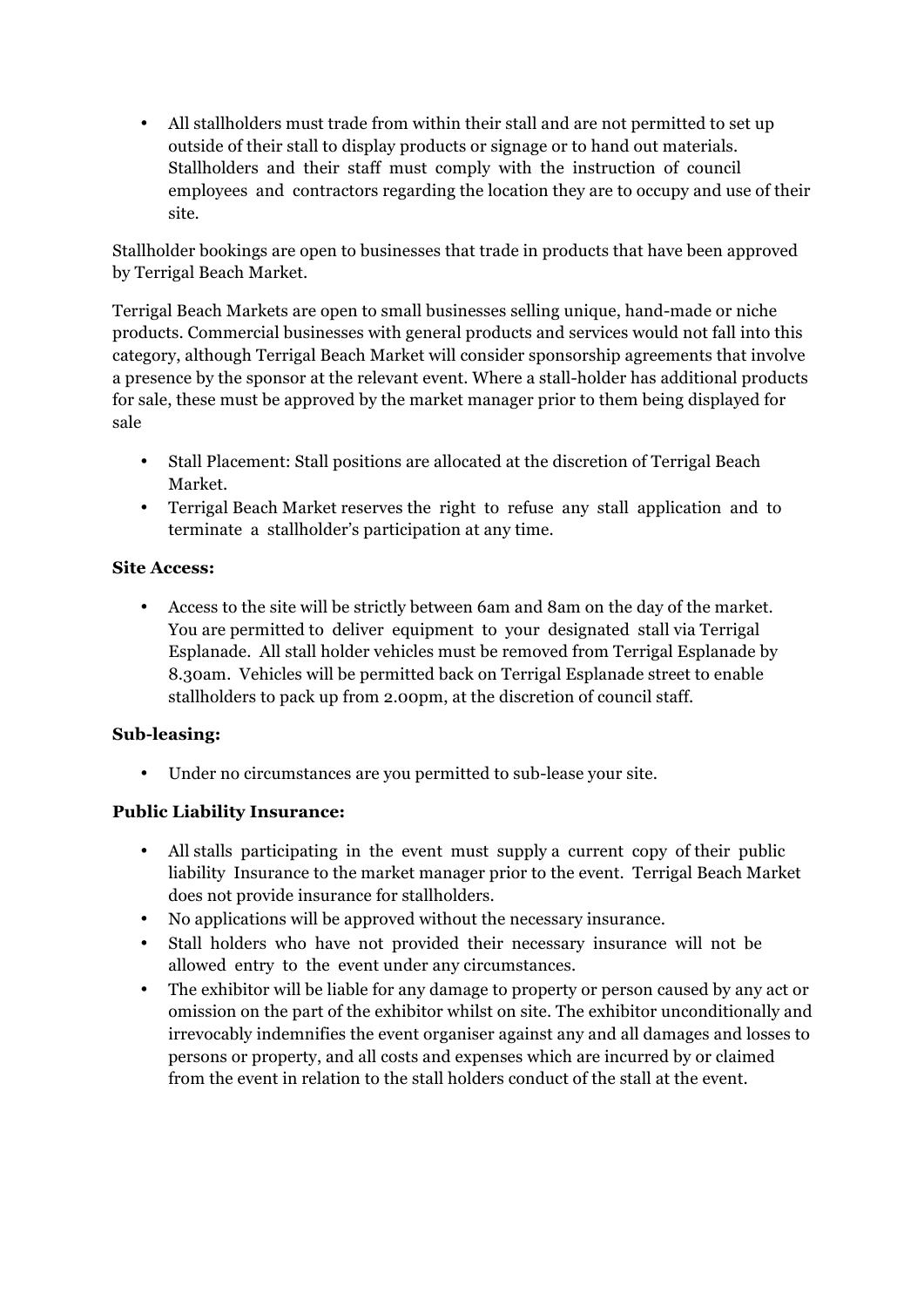- All stallholders must trade from within their stall and are not permitted to set up outside of their stall to display products or signage or to hand out materials. Stallholders and their staff must comply with the instruction of council employees and contractors regarding the location they are to occupy and use of their site.

Stallholder bookings are open to businesses that trade in products that have been approved by Terrigal Beach Market.

Terrigal Beach Markets are open to small businesses selling unique, hand-made or niche products. Commercial businesses with general products and services would not fall into this category, although Terrigal Beach Market will consider sponsorship agreements that involve a presence by the sponsor at the relevant event. Where a stall-holder has additional products for sale, these must be approved by the market manager prior to them being displayed for sale

- Stall Placement: Stall positions are allocated at the discretion of Terrigal Beach Market.
- Terrigal Beach Market reserves the right to refuse any stall application and to terminate a stallholder's participation at any time.

**Site Access:**

- Access to the site will be strictly between 6am and 8am on the day of the market. You are permitted to deliver equipment to your designated stall via Terrigal Esplanade. All stall holder vehicles must be removed from Terrigal Esplanade by 8.30am. Vehicles will be permitted back on Terrigal Esplanade street to enable stallholders to pack up from 2.00pm, at the discretion of council staff.

**Sub-leasing:**

- Under no circumstances are you permitted to sub-lease your site.

**Public Liability Insurance:**

- All stalls participating in the event must supply a current copy of their public liability Insurance to the market manager prior to the event. Terrigal Beach Market does not provide insurance for stallholders.
- No applications will be approved without the necessary insurance.
- Stall holders who have not provided their necessary insurance will not be allowed entry to the event under any circumstances.
- The exhibitor will be liable for any damage to property or person caused by any act or omission on the part of the exhibitor whilst on site. The exhibitor unconditionally and irrevocably indemnifies the event organiser against any and all damages and losses to persons or property, and all costs and expenses which are incurred by or claimed from the event in relation to the stall holders conduct of the stall at the event.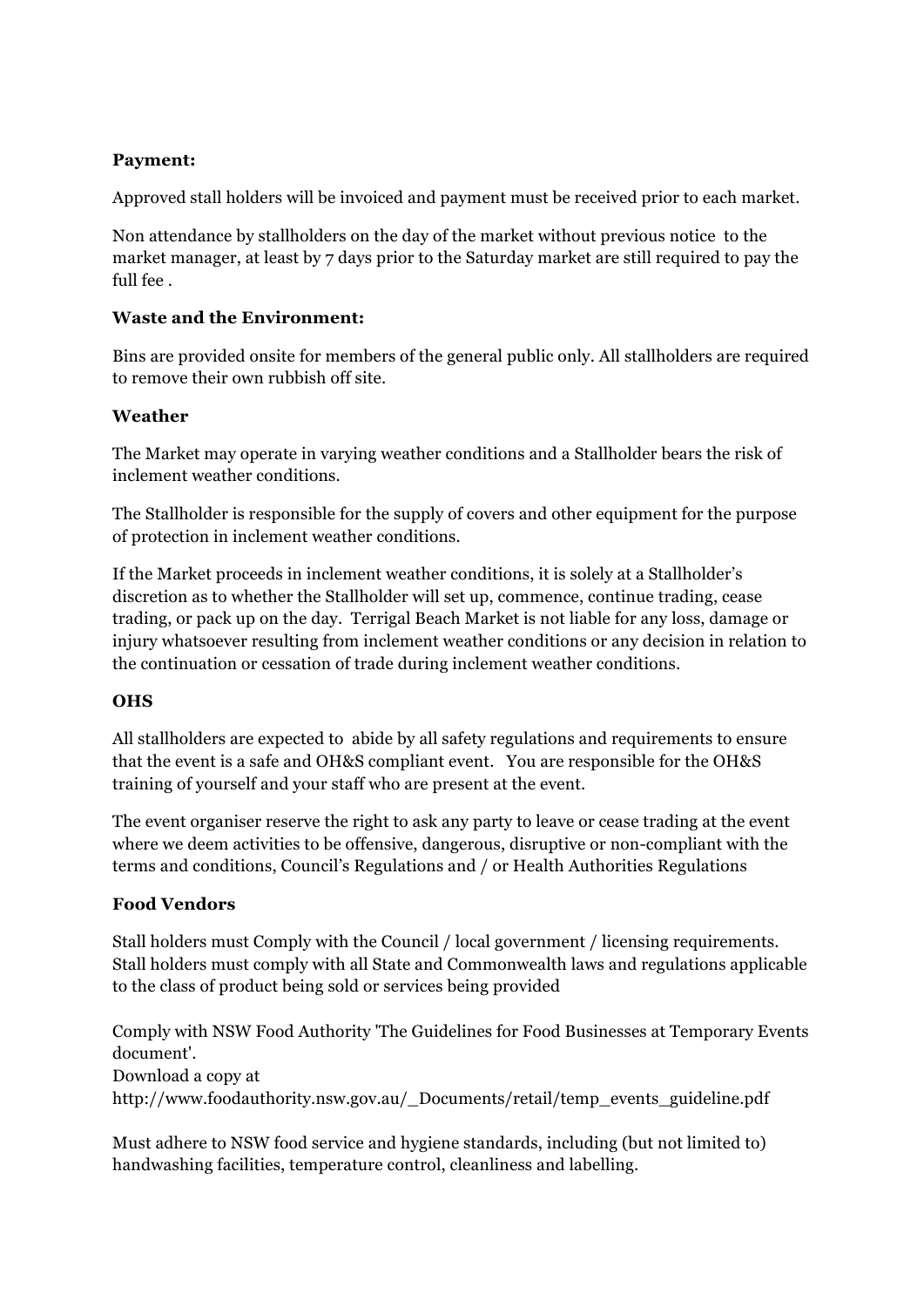**Payment:**

Approved stall holders will be invoiced and payment must be received prior to each market.

Non attendance by stallholders on the day of the market without previous notice to the market manager, at least by 7 days prior to the Saturday market are still required to pay the full fee .

**Waste and the Environment:**

Bins are provided onsite for members of the general public only. All stallholders are required to remove their own rubbish off site.

**Weather**

The Market may operate in varying weather conditions and a Stallholder bears the risk of inclement weather conditions.

The Stallholder is responsible for the supply of covers and other equipment for the purpose of protection in inclement weather conditions.

If the Market proceeds in inclement weather conditions, it is solely at a Stallholder's discretion as to whether the Stallholder will set up, commence, continue trading, cease trading, or pack up on the day. Terrigal Beach Market is not liable for any loss, damage or injury whatsoever resulting from inclement weather conditions or any decision in relation to the continuation or cessation of trade during inclement weather conditions.

**OHS**

All stallholders are expected to abide by all safety regulations and requirements to ensure that the event is a safe and OH&S compliant event. You are responsible for the OH&S training of yourself and your staff who are present at the event.

The event organiser reserve the right to ask any party to leave or cease trading at the event where we deem activities to be offensive, dangerous, disruptive or non-compliant with the terms and conditions, Council's Regulations and / or Health Authorities Regulations

**Food Vendors**

Stall holders must Comply with the Council / local government / licensing requirements. Stall holders must comply with all State and Commonwealth laws and regulations applicable to the class of product being sold or services being provided

Comply with NSW Food Authority 'The Guidelines for Food Businesses at Temporary Events document'.
Download a copy at
http://www.foodauthority.nsw.gov.au/_Documents/retail/temp_events_guideline.pdf

Must adhere to NSW food service and hygiene standards, including (but not limited to) handwashing facilities, temperature control, cleanliness and labelling.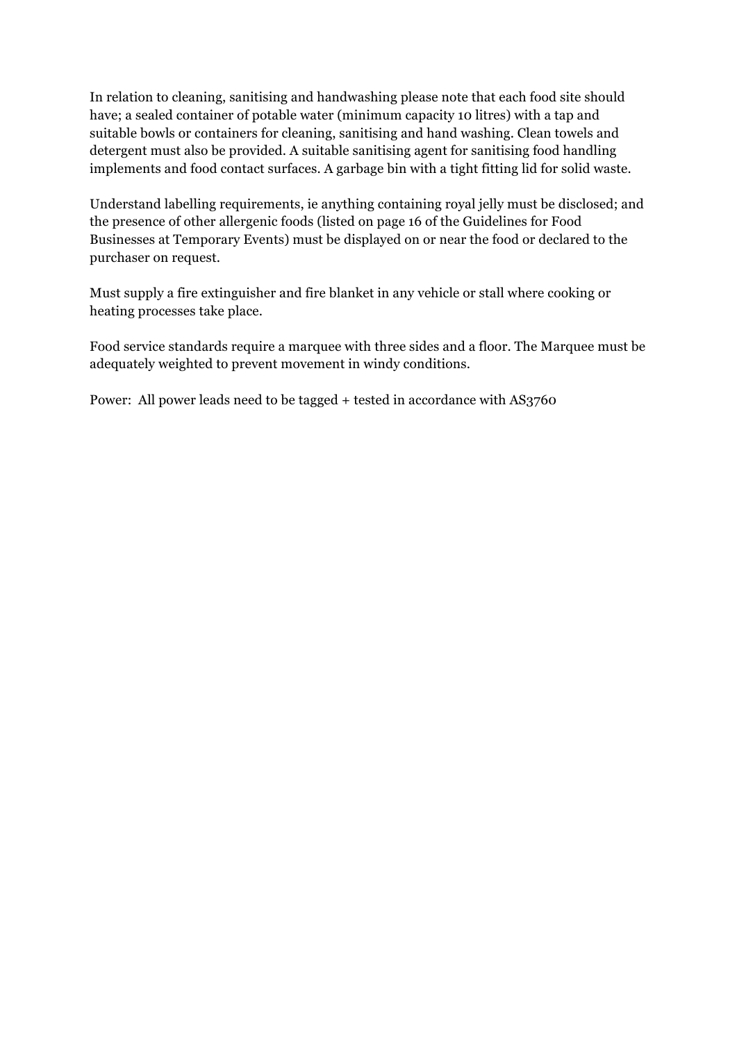In relation to cleaning, sanitising and handwashing please note that each food site should have; a sealed container of potable water (minimum capacity 10 litres) with a tap and suitable bowls or containers for cleaning, sanitising and hand washing. Clean towels and detergent must also be provided. A suitable sanitising agent for sanitising food handling implements and food contact surfaces. A garbage bin with a tight fitting lid for solid waste.

Understand labelling requirements, ie anything containing royal jelly must be disclosed; and the presence of other allergenic foods (listed on page 16 of the Guidelines for Food Businesses at Temporary Events) must be displayed on or near the food or declared to the purchaser on request.

Must supply a fire extinguisher and fire blanket in any vehicle or stall where cooking or heating processes take place.

Food service standards require a marquee with three sides and a floor. The Marquee must be adequately weighted to prevent movement in windy conditions.

Power: All power leads need to be tagged + tested in accordance with AS3760